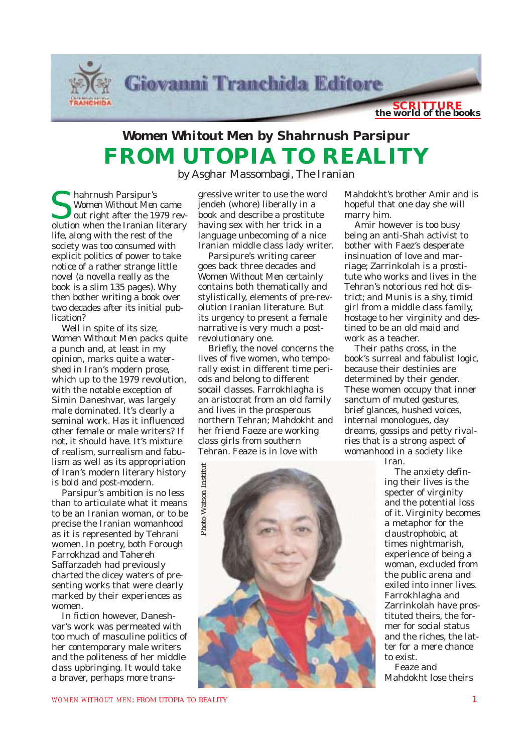Giovanni Tranchida Editore

SCRITTURE
the world of the books

### Women Whitout Men by Shahrnush Parsipur

# FROM UTOPIA TO REALITY

by Asghar Massombagi, The Iranian

Shahrnush Parsipur's *Women Without Men* came out right after the 1979 revolution when the Iranian literary life, along with the rest of the society was too consumed with explicit politics of power to take notice of a rather strange little novel (a novella really as the book is a slim 135 pages). Why then bother writing a book over two decades after its initial publication?

Well in spite of its size, *Women Without Men* packs quite a punch and, at least in my opinion, marks quite a watershed in Iran's modern prose, which up to the 1979 revolution, with the notable exception of Simin Daneshvar, was largely male dominated. It's clearly a seminal work. Has it influenced other female or male writers? If not, it should have. It's mixture of realism, surrealism and fabulism as well as its appropriation of Iran's modern literary history is bold and post-modern.

Parsipur's ambition is no less than to articulate what it means to be an Iranian woman, or to be precise the Iranian womanhood as it is represented by Tehrani women. In poetry, both Forough Farrokhzad and Tahereh Saffarzadeh had previously charted the dicey waters of presenting works that were clearly marked by their experiences as women.

In fiction however, Daneshvar's work was permeated with too much of masculine politics of her contemporary male writers and the politeness of her middle class upbringing. It would take a braver, perhaps more transgressive writer to use the word jendeh (whore) liberally in a book and describe a prostitute having sex with her trick in a language unbecoming of a nice Iranian middle class lady writer.

Parsipure's writing career goes back three decades and *Women Without Men* certainly contains both thematically and stylistically, elements of pre-revolution Iranian literature. But its urgency to present a female narrative is very much a post-revolutionary one.

Briefly, the novel concerns the lives of five women, who temporally exist in different time periods and belong to different socail classes. Farrokhlagha is an aristocrat from an old family and lives in the prosperous northern Tehran; Mahdokht and her friend Faeze are working class girls from southern Tehran. Feaze is in love with Mahdokht's brother Amir and is hopeful that one day she will marry him.

Amir however is too busy being an anti-Shah activist to bother with Faez's desperate insinuation of love and marriage; Zarrinkolah is a prostitute who works and lives in the Tehran's notorious red hot district; and Munis is a shy, timid girl from a middle class family, hostage to her virginity and destined to be an old maid and work as a teacher.

Their paths cross, in the book's surreal and fabulist logic, because their destinies are determined by their gender. These women occupy that inner sanctum of muted gestures, brief glances, hushed voices, internal monologues, day dreams, gossips and petty rivalries that is a strong aspect of womanhood in a society like Iran.

Photo Watson Institut

The anxiety defining their lives is the specter of virginity and the potential loss of it. Virginity becomes a metaphor for the claustrophobic, at times nightmarish, experience of being a woman, excluded from the public arena and exiled into inner lives. Farrokhlagha and Zarrinkolah have prostituted theirs, the former for social status and the riches, the latter for a mere chance to exist.

Feaze and Mahdokht lose theirs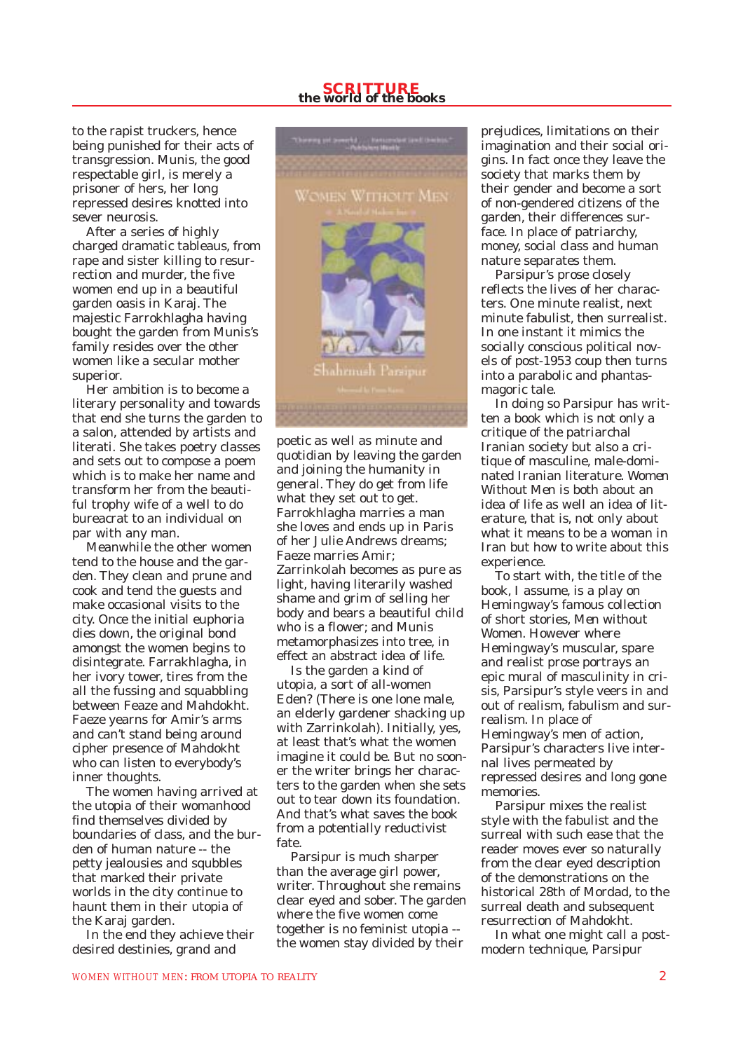to the rapist truckers, hence being punished for their acts of transgression. Munis, the good respectable girl, is merely a prisoner of hers, her long repressed desires knotted into sever neurosis.

After a series of highly charged dramatic tableaus, from rape and sister killing to resurrection and murder, the five women end up in a beautiful garden oasis in Karaj. The majestic Farrokhlagha having bought the garden from Munis's family resides over the other women like a secular mother superior.

Her ambition is to become a literary personality and towards that end she turns the garden to a salon, attended by artists and literati. She takes poetry classes and sets out to compose a poem which is to make her name and transform her from the beautiful trophy wife of a well to do bureaucrat to an individual on par with any man.

Meanwhile the other women tend to the house and the garden. They clean and prune and cook and tend the guests and make occasional visits to the city. Once the initial euphoria dies down, the original bond amongst the women begins to disintegrate. Farrakhlagha, in her ivory tower, tires from the all the fussing and squabbling between Feaze and Mahdokht. Faeze yearns for Amir's arms and can't stand being around cipher presence of Mahdokht who can listen to everybody's inner thoughts.

The women having arrived at the utopia of their womanhood find themselves divided by boundaries of class, and the burden of human nature -- the petty jealousies and squbbles that marked their private worlds in the city continue to haunt them in their utopia of the Karaj garden.

In the end they achieve their desired destinies, grand and poetic as well as minute and quotidian by leaving the garden and joining the humanity in general. They do get from life what they set out to get. Farrokhlagha marries a man she loves and ends up in Paris of her Julie Andrews dreams; Faeze marries Amir; Zarrinkolah becomes as pure as light, having literarily washed shame and grim of selling her body and bears a beautiful child who is a flower; and Munis metamorphasizes into tree, in effect an abstract idea of life.

Is the garden a kind of utopia, a sort of all-women Eden? (There is one lone male, an elderly gardener shacking up with Zarrinkolah). Initially, yes, at least that's what the women imagine it could be. But no sooner the writer brings her characters to the garden when she sets out to tear down its foundation. And that's what saves the book from a potentially reductivist fate.

Parsipur is much sharper than the average girl power, writer. Throughout she remains clear eyed and sober. The garden where the five women come together is no feminist utopia -- the women stay divided by their prejudices, limitations on their imagination and their social origins. In fact once they leave the society that marks them by their gender and become a sort of non-gendered citizens of the garden, their differences surface. In place of patriarchy, money, social class and human nature separates them.

Parsipur's prose closely reflects the lives of her characters. One minute realist, next minute fabulist, then surrealist. In one instant it mimics the socially conscious political novels of post-1953 coup then turns into a parabolic and phantasmagoric tale.

In doing so Parsipur has written a book which is not only a critique of the patriarchal Iranian society but also a critique of masculine, male-dominated Iranian literature. *Women Without Men* is both about an idea of life as well an idea of literature, that is, not only about what it means to be a woman in Iran but how to write about this experience.

To start with, the title of the book, I assume, is a play on Hemingway's famous collection of short stories, *Men without Women*. However where Hemingway's muscular, spare and realist prose portrays an epic mural of masculinity in crisis, Parsipur's style veers in and out of realism, fabulism and surrealism. In place of Hemingway's men of action, Parsipur's characters live internal lives permeated by repressed desires and long gone memories.

Parsipur mixes the realist style with the fabulist and the surreal with such ease that the reader moves ever so naturally from the clear eyed description of the demonstrations on the historical 28th of Mordad, to the surreal death and subsequent resurrection of Mahdokht.

In what one might call a postmodern technique, Parsipur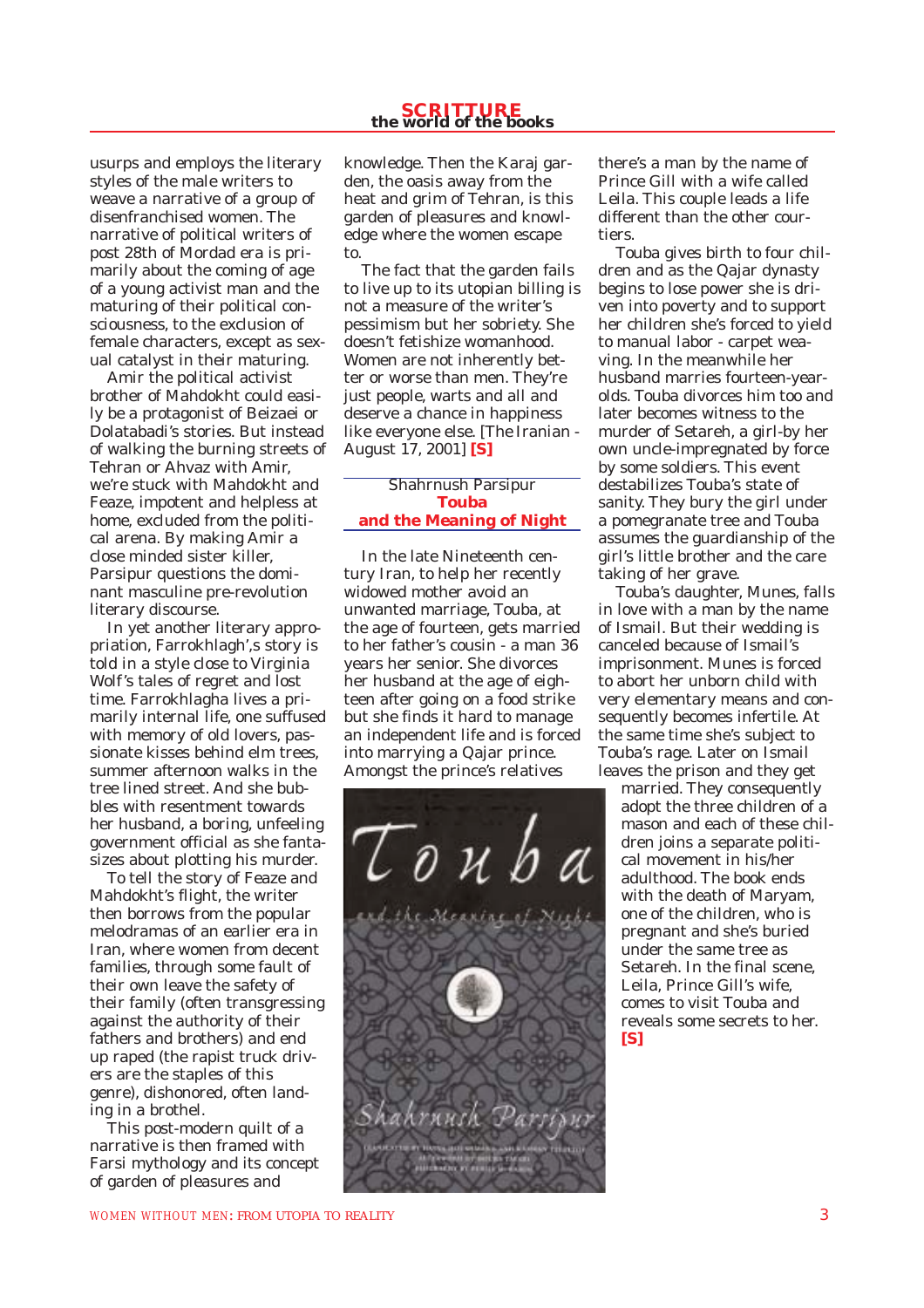usurps and employs the literary styles of the male writers to weave a narrative of a group of disenfranchised women. The narrative of political writers of post 28th of Mordad era is primarily about the coming of age of a young activist man and the maturing of their political consciousness, to the exclusion of female characters, except as sexual catalyst in their maturing.

Amir the political activist brother of Mahdokht could easily be a protagonist of Beizaei or Dolatabadi's stories. But instead of walking the burning streets of Tehran or Ahvaz with Amir, we're stuck with Mahdokht and Feaze, impotent and helpless at home, excluded from the political arena. By making Amir a close minded sister killer, Parsipur questions the dominant masculine pre-revolution literary discourse.

In yet another literary appropriation, Farrokhlagh',s story is told in a style close to Virginia Wolf's tales of regret and lost time. Farrokhlagha lives a primarily internal life, one suffused with memory of old lovers, passionate kisses behind elm trees, summer afternoon walks in the tree lined street. And she bubbles with resentment towards her husband, a boring, unfeeling government official as she fantasizes about plotting his murder.

To tell the story of Feaze and Mahdokht's flight, the writer then borrows from the popular melodramas of an earlier era in Iran, where women from decent families, through some fault of their own leave the safety of their family (often transgressing against the authority of their fathers and brothers) and end up raped (the rapist truck drivers are the staples of this genre), dishonored, often landing in a brothel.

This post-modern quilt of a narrative is then framed with Farsi mythology and its concept of garden of pleasures and knowledge. Then the Karaj garden, the oasis away from the heat and grim of Tehran, is this garden of pleasures and knowledge where the women escape to.

The fact that the garden fails to live up to its utopian billing is not a measure of the writer's pessimism but her sobriety. She doesn't fetishize womanhood. Women are not inherently better or worse than men. They're just people, warts and all and deserve a chance in happiness like everyone else. [The Iranian - August 17, 2001] **[S]**

Shahrnush Parsipur
## Touba and the Meaning of Night

In the late Nineteenth century Iran, to help her recently widowed mother avoid an unwanted marriage, Touba, at the age of fourteen, gets married to her father's cousin - a man 36 years her senior. She divorces her husband at the age of eighteen after going on a food strike but she finds it hard to manage an independent life and is forced into marrying a Qajar prince. Amongst the prince's relatives there's a man by the name of Prince Gill with a wife called Leila. This couple leads a life different than the other courtiers.

Touba gives birth to four children and as the Qajar dynasty begins to lose power she is driven into poverty and to support her children she's forced to yield to manual labor - carpet weaving. In the meanwhile her husband marries fourteen-year-olds. Touba divorces him too and later becomes witness to the murder of Setareh, a girl-by her own uncle-impregnated by force by some soldiers. This event destabilizes Touba's state of sanity. They bury the girl under a pomegranate tree and Touba assumes the guardianship of the girl's little brother and the care taking of her grave.

Touba's daughter, Munes, falls in love with a man by the name of Ismail. But their wedding is canceled because of Ismail's imprisonment. Munes is forced to abort her unborn child with very elementary means and consequently becomes infertile. At the same time she's subject to Touba's rage. Later on Ismail leaves the prison and they get married. They consequently adopt the three children of a mason and each of these children joins a separate political movement in his/her adulthood. The book ends with the death of Maryam, one of the children, who is pregnant and she's buried under the same tree as Setareh. In the final scene, Leila, Prince Gill's wife, comes to visit Touba and reveals some secrets to her. **[S]**